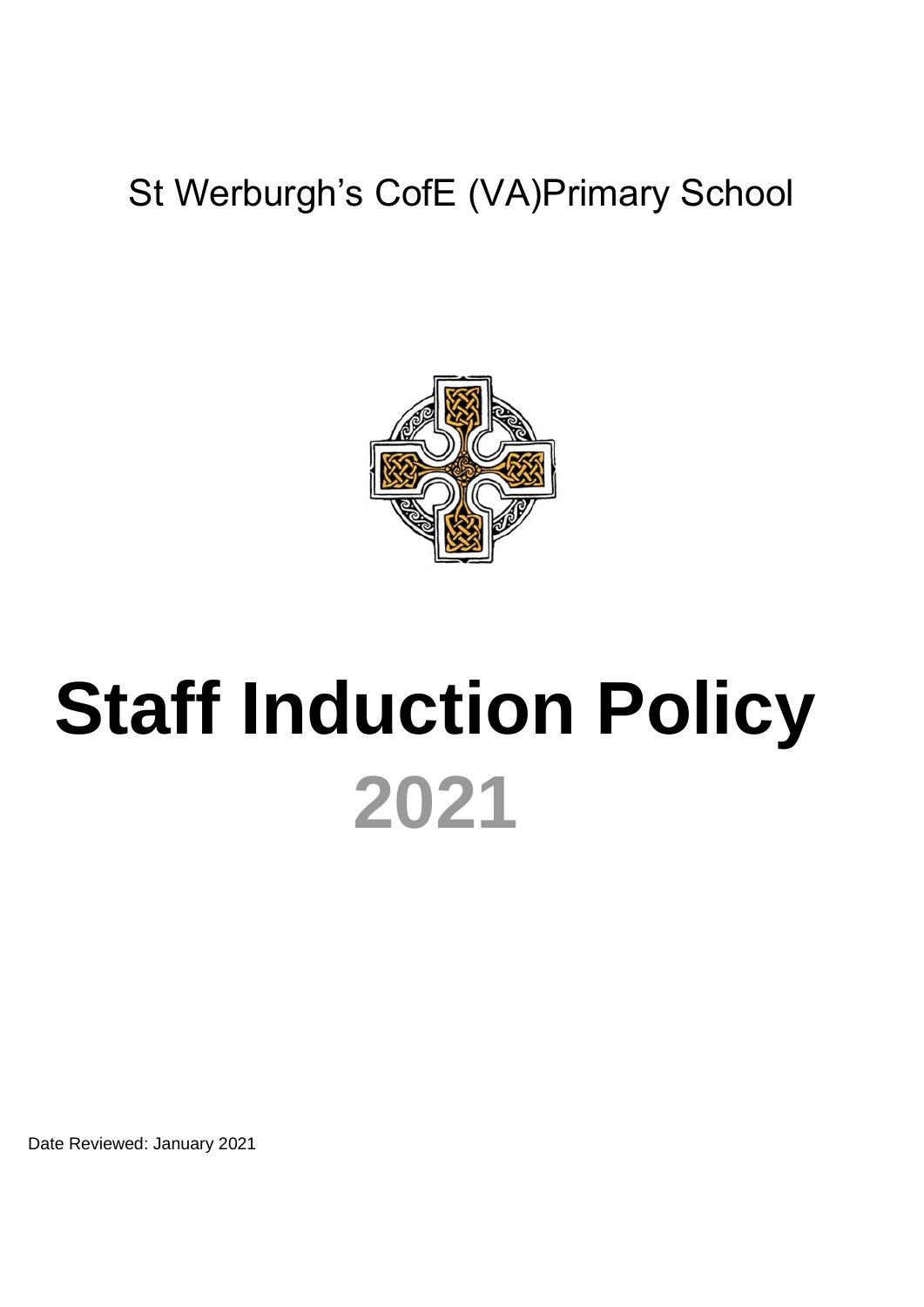St Werburgh's CofE (VA)Primary School

# Staff Induction Policy

# 2021

Date Reviewed: January 2021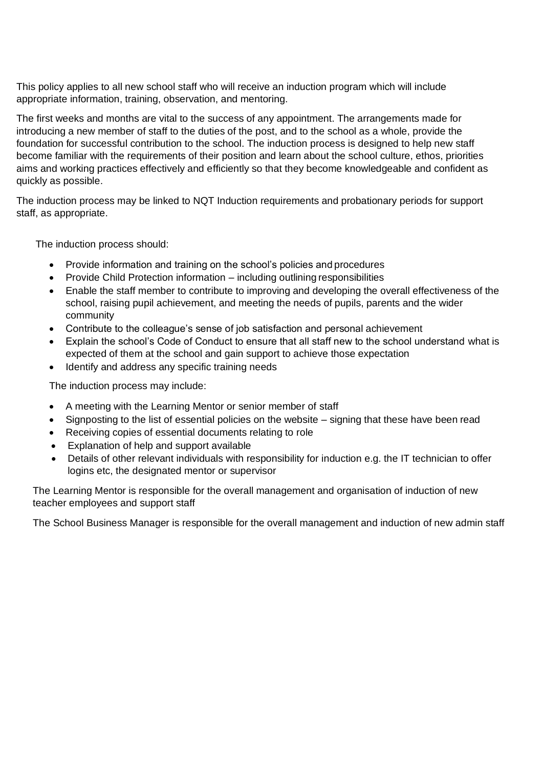This policy applies to all new school staff who will receive an induction program which will include appropriate information, training, observation, and mentoring.

The first weeks and months are vital to the success of any appointment. The arrangements made for introducing a new member of staff to the duties of the post, and to the school as a whole, provide the foundation for successful contribution to the school. The induction process is designed to help new staff become familiar with the requirements of their position and learn about the school culture, ethos, priorities aims and working practices effectively and efficiently so that they become knowledgeable and confident as quickly as possible.

The induction process may be linked to NQT Induction requirements and probationary periods for support staff, as appropriate.

The induction process should:

- Provide information and training on the school's policies and procedures
- Provide Child Protection information – including outlining responsibilities
- Enable the staff member to contribute to improving and developing the overall effectiveness of the school, raising pupil achievement, and meeting the needs of pupils, parents and the wider community
- Contribute to the colleague's sense of job satisfaction and personal achievement
- Explain the school's Code of Conduct to ensure that all staff new to the school understand what is expected of them at the school and gain support to achieve those expectation
- Identify and address any specific training needs

The induction process may include:

- A meeting with the Learning Mentor or senior member of staff
- Signposting to the list of essential policies on the website – signing that these have been read
- Receiving copies of essential documents relating to role
- Explanation of help and support available
- Details of other relevant individuals with responsibility for induction e.g. the IT technician to offer logins etc, the designated mentor or supervisor

The Learning Mentor is responsible for the overall management and organisation of induction of new teacher employees and support staff

The School Business Manager is responsible for the overall management and induction of new admin staff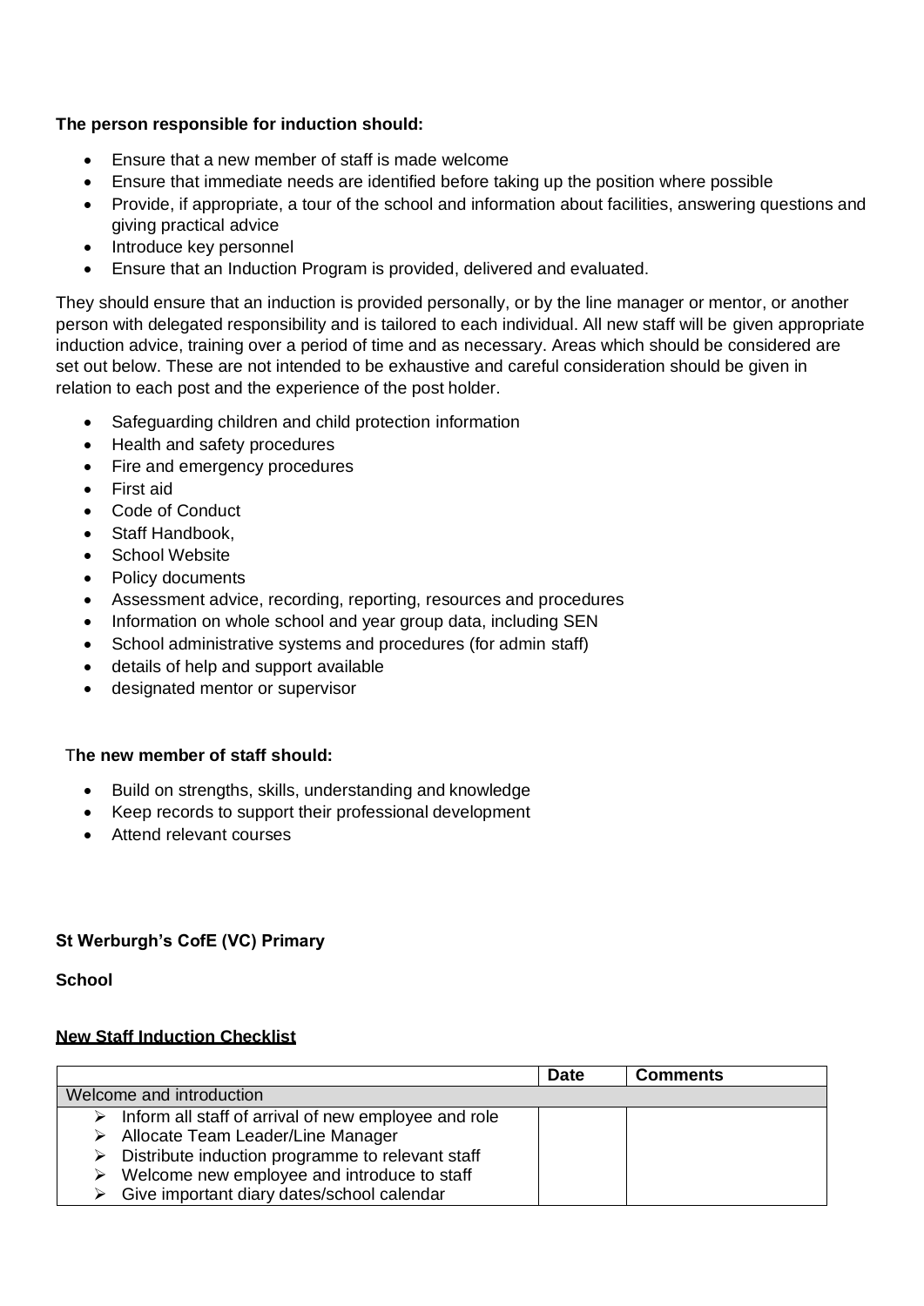**The person responsible for induction should:**

- Ensure that a new member of staff is made welcome
- Ensure that immediate needs are identified before taking up the position where possible
- Provide, if appropriate, a tour of the school and information about facilities, answering questions and giving practical advice
- Introduce key personnel
- Ensure that an Induction Program is provided, delivered and evaluated.

They should ensure that an induction is provided personally, or by the line manager or mentor, or another person with delegated responsibility and is tailored to each individual. All new staff will be given appropriate induction advice, training over a period of time and as necessary. Areas which should be considered are set out below. These are not intended to be exhaustive and careful consideration should be given in relation to each post and the experience of the post holder.

- Safeguarding children and child protection information
- Health and safety procedures
- Fire and emergency procedures
- First aid
- Code of Conduct
- Staff Handbook,
- School Website
- Policy documents
- Assessment advice, recording, reporting, resources and procedures
- Information on whole school and year group data, including SEN
- School administrative systems and procedures (for admin staff)
- details of help and support available
- designated mentor or supervisor

**The new member of staff should:**

- Build on strengths, skills, understanding and knowledge
- Keep records to support their professional development
- Attend relevant courses

**St Werburgh's CofE (VC) Primary**

**School**

**New Staff Induction Checklist**

| | **Date** | **Comments** |
|---|---|---|
| Welcome and introduction | | |
| ➢ Inform all staff of arrival of new employee and role<br>➢ Allocate Team Leader/Line Manager<br>➢ Distribute induction programme to relevant staff<br>➢ Welcome new employee and introduce to staff<br>➢ Give important diary dates/school calendar | | |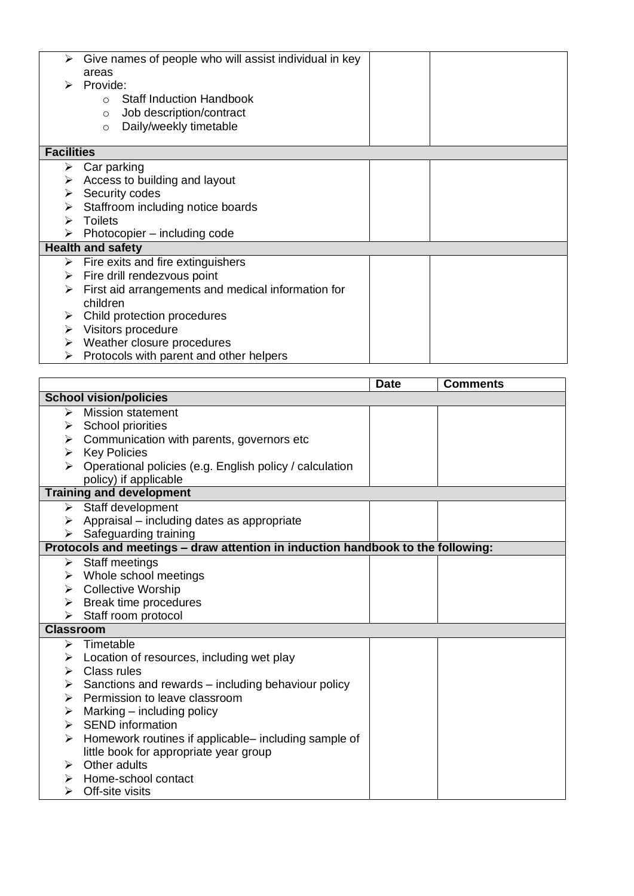| | | |
|---|---|---|
| ➢ Give names of people who will assist individual in key areas<br>➢ Provide:<br>o Staff Induction Handbook<br>o Job description/contract<br>o Daily/weekly timetable | | |
| **Facilities** | | |
| ➢ Car parking<br>➢ Access to building and layout<br>➢ Security codes<br>➢ Staffroom including notice boards<br>➢ Toilets<br>➢ Photocopier – including code | | |
| **Health and safety** | | |
| ➢ Fire exits and fire extinguishers<br>➢ Fire drill rendezvous point<br>➢ First aid arrangements and medical information for children<br>➢ Child protection procedures<br>➢ Visitors procedure<br>➢ Weather closure procedures<br>➢ Protocols with parent and other helpers | | |

| | Date | Comments |
|---|---|---|
| **School vision/policies** | | |
| ➢ Mission statement<br>➢ School priorities<br>➢ Communication with parents, governors etc<br>➢ Key Policies<br>➢ Operational policies (e.g. English policy / calculation policy) if applicable | | |
| **Training and development** | | |
| ➢ Staff development<br>➢ Appraisal – including dates as appropriate<br>➢ Safeguarding training | | |
| **Protocols and meetings – draw attention in induction handbook to the following:** | | |
| ➢ Staff meetings<br>➢ Whole school meetings<br>➢ Collective Worship<br>➢ Break time procedures<br>➢ Staff room protocol | | |
| **Classroom** | | |
| ➢ Timetable<br>➢ Location of resources, including wet play<br>➢ Class rules<br>➢ Sanctions and rewards – including behaviour policy<br>➢ Permission to leave classroom<br>➢ Marking – including policy<br>➢ SEND information<br>➢ Homework routines if applicable– including sample of little book for appropriate year group<br>➢ Other adults<br>➢ Home-school contact<br>➢ Off-site visits | | |